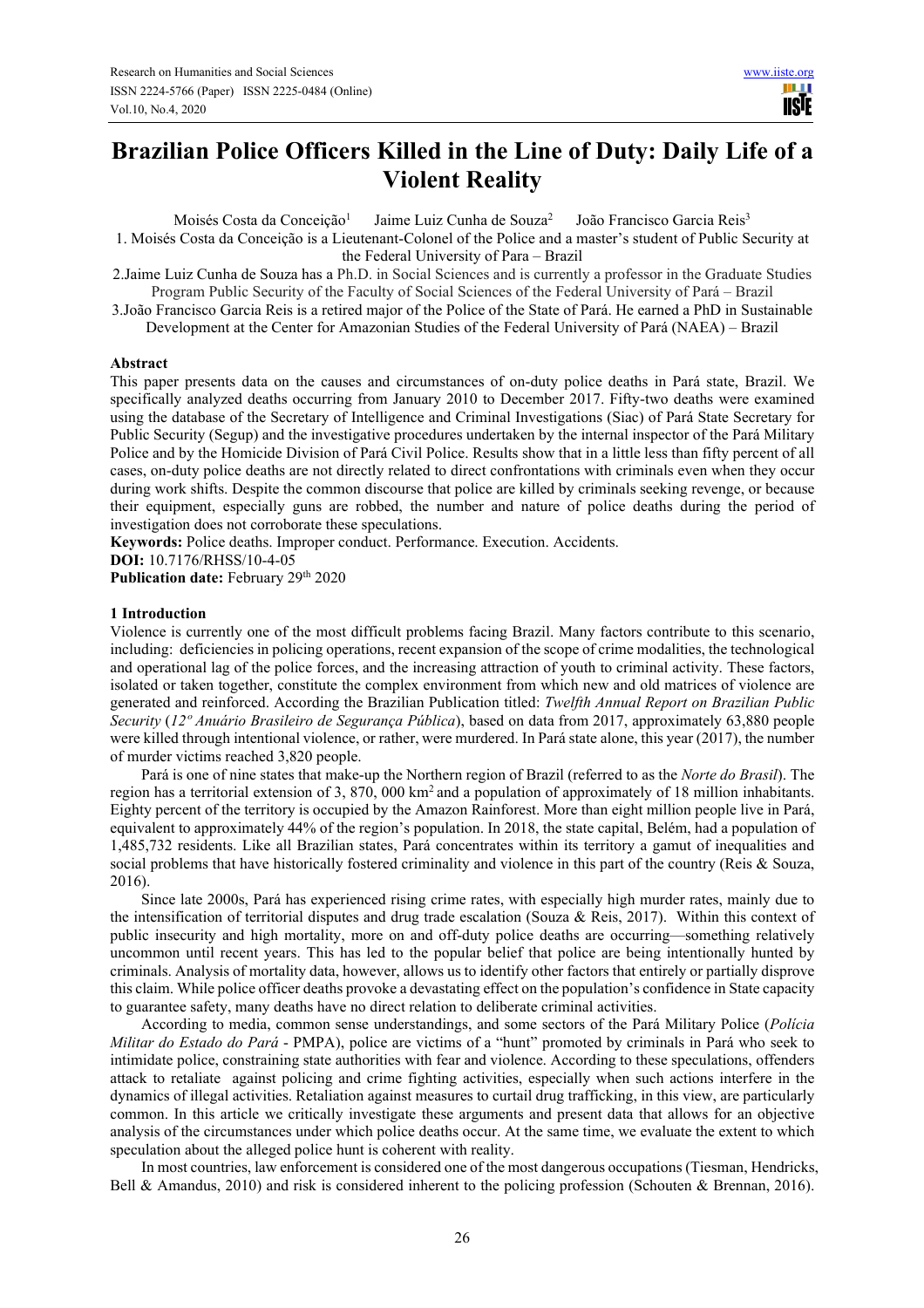# Brazilian Police Officers Killed in the Line of Duty: Daily Life of a Violent Reality

Moisés Costa da Conceição[1] Jaime Luiz Cunha de Souza[2] João Francisco Garcia Reis[3]

1. Moisés Costa da Conceição is a Lieutenant-Colonel of the Police and a master's student of Public Security at the Federal University of Para – Brazil

2. Jaime Luiz Cunha de Souza has a Ph.D. in Social Sciences and is currently a professor in the Graduate Studies Program Public Security of the Faculty of Social Sciences of the Federal University of Pará – Brazil

3. João Francisco Garcia Reis is a retired major of the Police of the State of Pará. He earned a PhD in Sustainable Development at the Center for Amazonian Studies of the Federal University of Pará (NAEA) – Brazil

## Abstract

This paper presents data on the causes and circumstances of on-duty police deaths in Pará state, Brazil. We specifically analyzed deaths occurring from January 2010 to December 2017. Fifty-two deaths were examined using the database of the Secretary of Intelligence and Criminal Investigations (Siac) of Pará State Secretary for Public Security (Segup) and the investigative procedures undertaken by the internal inspector of the Pará Military Police and by the Homicide Division of Pará Civil Police. Results show that in a little less than fifty percent of all cases, on-duty police deaths are not directly related to direct confrontations with criminals even when they occur during work shifts. Despite the common discourse that police are killed by criminals seeking revenge, or because their equipment, especially guns are robbed, the number and nature of police deaths during the period of investigation does not corroborate these speculations.

**Keywords:** Police deaths. Improper conduct. Performance. Execution. Accidents.

**DOI:** 10.7176/RHSS/10-4-05

**Publication date:** February 29th 2020

## 1 Introduction

Violence is currently one of the most difficult problems facing Brazil. Many factors contribute to this scenario, including: deficiencies in policing operations, recent expansion of the scope of crime modalities, the technological and operational lag of the police forces, and the increasing attraction of youth to criminal activity. These factors, isolated or taken together, constitute the complex environment from which new and old matrices of violence are generated and reinforced. According the Brazilian Publication titled: *Twelfth Annual Report on Brazilian Public Security* (*12º Anuário Brasileiro de Segurança Pública*), based on data from 2017, approximately 63,880 people were killed through intentional violence, or rather, were murdered. In Pará state alone, this year (2017), the number of murder victims reached 3,820 people.

Pará is one of nine states that make-up the Northern region of Brazil (referred to as the *Norte do Brasil*). The region has a territorial extension of 3, 870, 000 km² and a population of approximately of 18 million inhabitants. Eighty percent of the territory is occupied by the Amazon Rainforest. More than eight million people live in Pará, equivalent to approximately 44% of the region's population. In 2018, the state capital, Belém, had a population of 1,485,732 residents. Like all Brazilian states, Pará concentrates within its territory a gamut of inequalities and social problems that have historically fostered criminality and violence in this part of the country (Reis & Souza, 2016).

Since late 2000s, Pará has experienced rising crime rates, with especially high murder rates, mainly due to the intensification of territorial disputes and drug trade escalation (Souza & Reis, 2017). Within this context of public insecurity and high mortality, more on and off-duty police deaths are occurring—something relatively uncommon until recent years. This has led to the popular belief that police are being intentionally hunted by criminals. Analysis of mortality data, however, allows us to identify other factors that entirely or partially disprove this claim. While police officer deaths provoke a devastating effect on the population's confidence in State capacity to guarantee safety, many deaths have no direct relation to deliberate criminal activities.

According to media, common sense understandings, and some sectors of the Pará Military Police (*Polícia Militar do Estado do Pará* - PMPA), police are victims of a "hunt" promoted by criminals in Pará who seek to intimidate police, constraining state authorities with fear and violence. According to these speculations, offenders attack to retaliate against policing and crime fighting activities, especially when such actions interfere in the dynamics of illegal activities. Retaliation against measures to curtail drug trafficking, in this view, are particularly common. In this article we critically investigate these arguments and present data that allows for an objective analysis of the circumstances under which police deaths occur. At the same time, we evaluate the extent to which speculation about the alleged police hunt is coherent with reality.

In most countries, law enforcement is considered one of the most dangerous occupations (Tiesman, Hendricks, Bell & Amandus, 2010) and risk is considered inherent to the policing profession (Schouten & Brennan, 2016).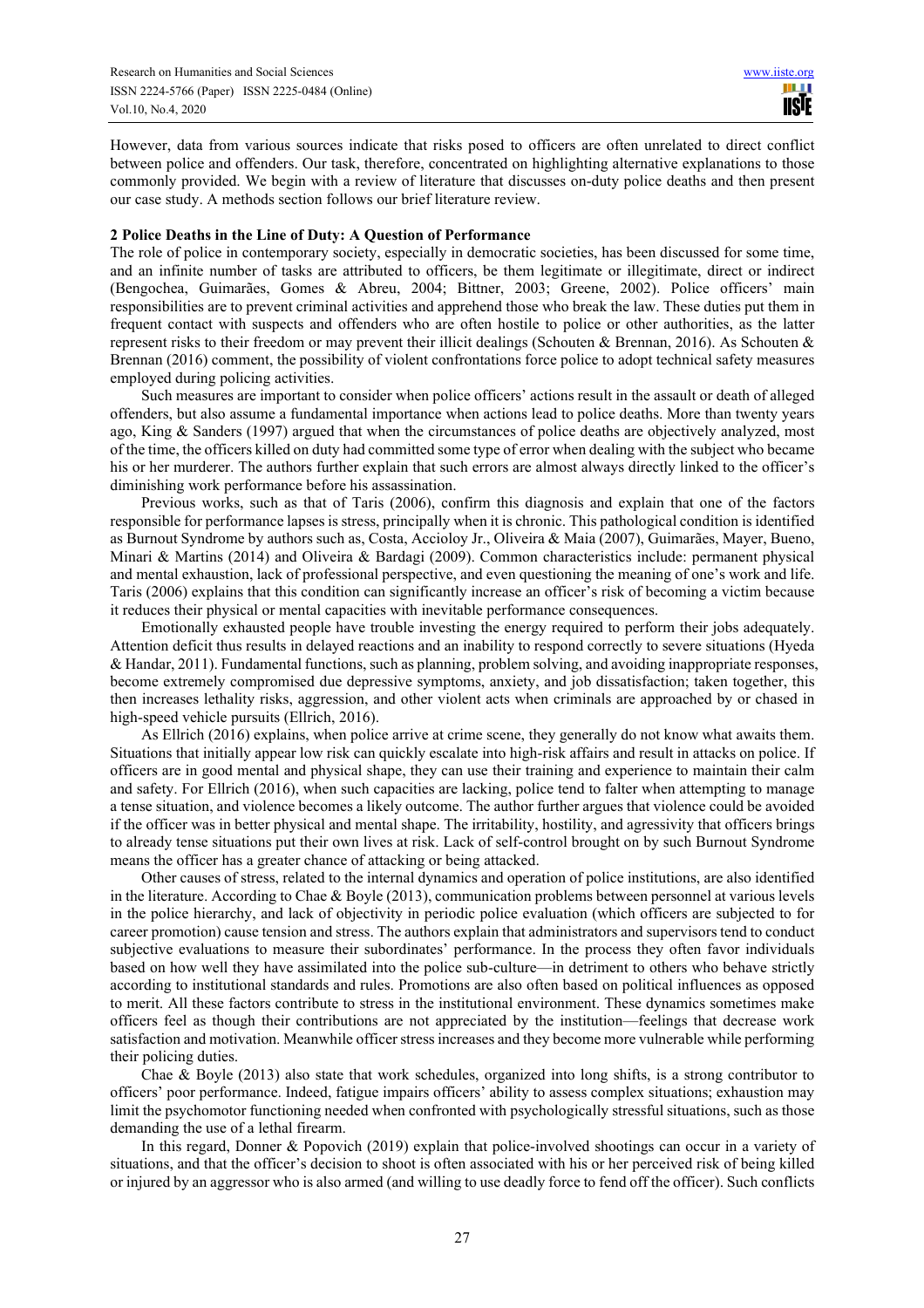However, data from various sources indicate that risks posed to officers are often unrelated to direct conflict between police and offenders. Our task, therefore, concentrated on highlighting alternative explanations to those commonly provided. We begin with a review of literature that discusses on-duty police deaths and then present our case study. A methods section follows our brief literature review.

## 2 Police Deaths in the Line of Duty: A Question of Performance

The role of police in contemporary society, especially in democratic societies, has been discussed for some time, and an infinite number of tasks are attributed to officers, be them legitimate or illegitimate, direct or indirect (Bengochea, Guimarães, Gomes & Abreu, 2004; Bittner, 2003; Greene, 2002). Police officers' main responsibilities are to prevent criminal activities and apprehend those who break the law. These duties put them in frequent contact with suspects and offenders who are often hostile to police or other authorities, as the latter represent risks to their freedom or may prevent their illicit dealings (Schouten & Brennan, 2016). As Schouten & Brennan (2016) comment, the possibility of violent confrontations force police to adopt technical safety measures employed during policing activities.

Such measures are important to consider when police officers' actions result in the assault or death of alleged offenders, but also assume a fundamental importance when actions lead to police deaths. More than twenty years ago, King & Sanders (1997) argued that when the circumstances of police deaths are objectively analyzed, most of the time, the officers killed on duty had committed some type of error when dealing with the subject who became his or her murderer. The authors further explain that such errors are almost always directly linked to the officer's diminishing work performance before his assassination.

Previous works, such as that of Taris (2006), confirm this diagnosis and explain that one of the factors responsible for performance lapses is stress, principally when it is chronic. This pathological condition is identified as Burnout Syndrome by authors such as, Costa, Accioloy Jr., Oliveira & Maia (2007), Guimarães, Mayer, Bueno, Minari & Martins (2014) and Oliveira & Bardagi (2009). Common characteristics include: permanent physical and mental exhaustion, lack of professional perspective, and even questioning the meaning of one's work and life. Taris (2006) explains that this condition can significantly increase an officer's risk of becoming a victim because it reduces their physical or mental capacities with inevitable performance consequences.

Emotionally exhausted people have trouble investing the energy required to perform their jobs adequately. Attention deficit thus results in delayed reactions and an inability to respond correctly to severe situations (Hyeda & Handar, 2011). Fundamental functions, such as planning, problem solving, and avoiding inappropriate responses, become extremely compromised due depressive symptoms, anxiety, and job dissatisfaction; taken together, this then increases lethality risks, aggression, and other violent acts when criminals are approached by or chased in high-speed vehicle pursuits (Ellrich, 2016).

As Ellrich (2016) explains, when police arrive at crime scene, they generally do not know what awaits them. Situations that initially appear low risk can quickly escalate into high-risk affairs and result in attacks on police. If officers are in good mental and physical shape, they can use their training and experience to maintain their calm and safety. For Ellrich (2016), when such capacities are lacking, police tend to falter when attempting to manage a tense situation, and violence becomes a likely outcome. The author further argues that violence could be avoided if the officer was in better physical and mental shape. The irritability, hostility, and agressivity that officers brings to already tense situations put their own lives at risk. Lack of self-control brought on by such Burnout Syndrome means the officer has a greater chance of attacking or being attacked.

Other causes of stress, related to the internal dynamics and operation of police institutions, are also identified in the literature. According to Chae & Boyle (2013), communication problems between personnel at various levels in the police hierarchy, and lack of objectivity in periodic police evaluation (which officers are subjected to for career promotion) cause tension and stress. The authors explain that administrators and supervisors tend to conduct subjective evaluations to measure their subordinates' performance. In the process they often favor individuals based on how well they have assimilated into the police sub-culture—in detriment to others who behave strictly according to institutional standards and rules. Promotions are also often based on political influences as opposed to merit. All these factors contribute to stress in the institutional environment. These dynamics sometimes make officers feel as though their contributions are not appreciated by the institution—feelings that decrease work satisfaction and motivation. Meanwhile officer stress increases and they become more vulnerable while performing their policing duties.

Chae & Boyle (2013) also state that work schedules, organized into long shifts, is a strong contributor to officers' poor performance. Indeed, fatigue impairs officers' ability to assess complex situations; exhaustion may limit the psychomotor functioning needed when confronted with psychologically stressful situations, such as those demanding the use of a lethal firearm.

In this regard, Donner & Popovich (2019) explain that police-involved shootings can occur in a variety of situations, and that the officer's decision to shoot is often associated with his or her perceived risk of being killed or injured by an aggressor who is also armed (and willing to use deadly force to fend off the officer). Such conflicts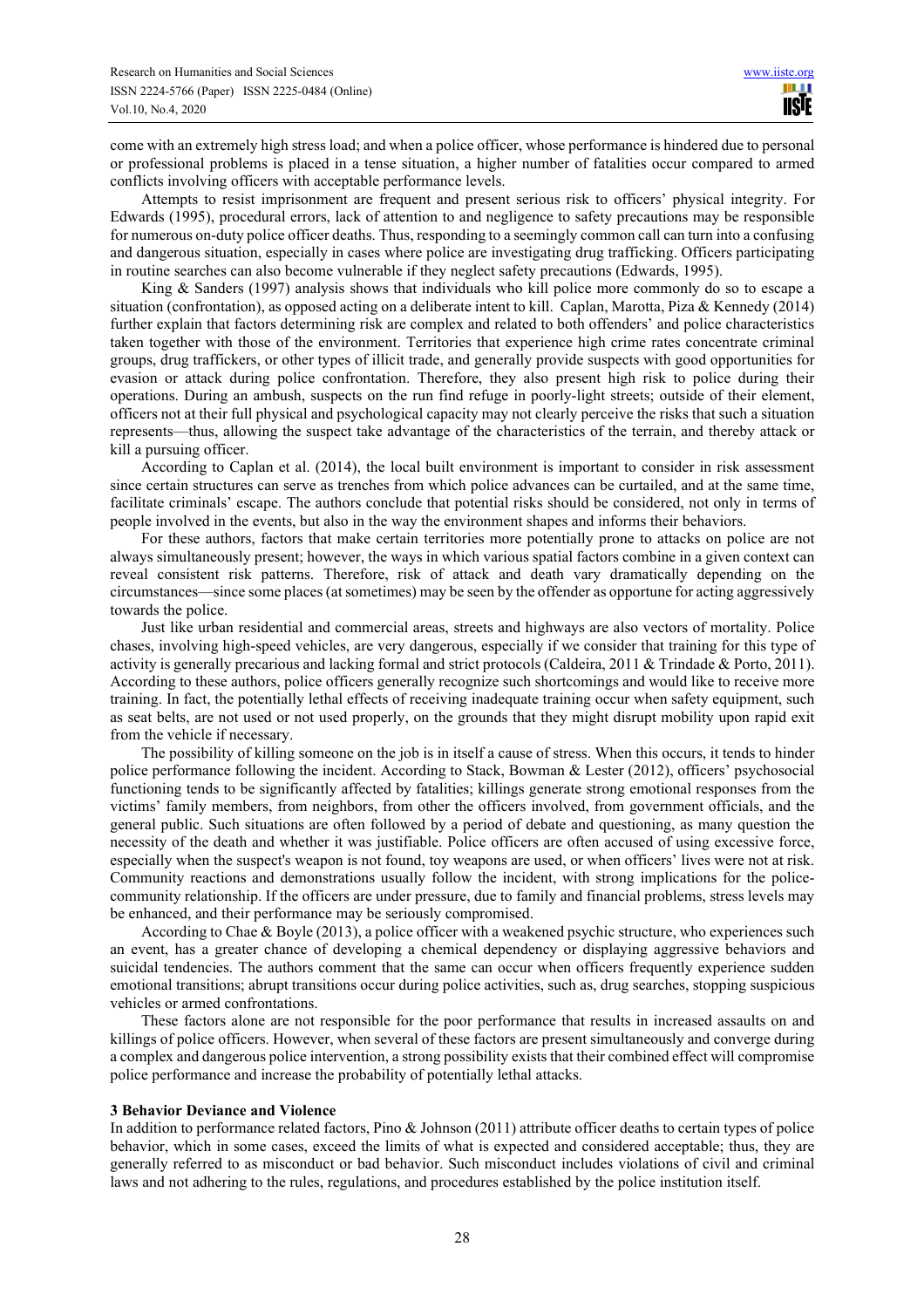come with an extremely high stress load; and when a police officer, whose performance is hindered due to personal or professional problems is placed in a tense situation, a higher number of fatalities occur compared to armed conflicts involving officers with acceptable performance levels.

Attempts to resist imprisonment are frequent and present serious risk to officers' physical integrity. For Edwards (1995), procedural errors, lack of attention to and negligence to safety precautions may be responsible for numerous on-duty police officer deaths. Thus, responding to a seemingly common call can turn into a confusing and dangerous situation, especially in cases where police are investigating drug trafficking. Officers participating in routine searches can also become vulnerable if they neglect safety precautions (Edwards, 1995).

King & Sanders (1997) analysis shows that individuals who kill police more commonly do so to escape a situation (confrontation), as opposed acting on a deliberate intent to kill. Caplan, Marotta, Piza & Kennedy (2014) further explain that factors determining risk are complex and related to both offenders' and police characteristics taken together with those of the environment. Territories that experience high crime rates concentrate criminal groups, drug traffickers, or other types of illicit trade, and generally provide suspects with good opportunities for evasion or attack during police confrontation. Therefore, they also present high risk to police during their operations. During an ambush, suspects on the run find refuge in poorly-light streets; outside of their element, officers not at their full physical and psychological capacity may not clearly perceive the risks that such a situation represents—thus, allowing the suspect take advantage of the characteristics of the terrain, and thereby attack or kill a pursuing officer.

According to Caplan et al. (2014), the local built environment is important to consider in risk assessment since certain structures can serve as trenches from which police advances can be curtailed, and at the same time, facilitate criminals' escape. The authors conclude that potential risks should be considered, not only in terms of people involved in the events, but also in the way the environment shapes and informs their behaviors.

For these authors, factors that make certain territories more potentially prone to attacks on police are not always simultaneously present; however, the ways in which various spatial factors combine in a given context can reveal consistent risk patterns. Therefore, risk of attack and death vary dramatically depending on the circumstances—since some places (at sometimes) may be seen by the offender as opportune for acting aggressively towards the police.

Just like urban residential and commercial areas, streets and highways are also vectors of mortality. Police chases, involving high-speed vehicles, are very dangerous, especially if we consider that training for this type of activity is generally precarious and lacking formal and strict protocols (Caldeira, 2011 & Trindade & Porto, 2011). According to these authors, police officers generally recognize such shortcomings and would like to receive more training. In fact, the potentially lethal effects of receiving inadequate training occur when safety equipment, such as seat belts, are not used or not used properly, on the grounds that they might disrupt mobility upon rapid exit from the vehicle if necessary.

The possibility of killing someone on the job is in itself a cause of stress. When this occurs, it tends to hinder police performance following the incident. According to Stack, Bowman & Lester (2012), officers' psychosocial functioning tends to be significantly affected by fatalities; killings generate strong emotional responses from the victims' family members, from neighbors, from other the officers involved, from government officials, and the general public. Such situations are often followed by a period of debate and questioning, as many question the necessity of the death and whether it was justifiable. Police officers are often accused of using excessive force, especially when the suspect's weapon is not found, toy weapons are used, or when officers' lives were not at risk. Community reactions and demonstrations usually follow the incident, with strong implications for the police-community relationship. If the officers are under pressure, due to family and financial problems, stress levels may be enhanced, and their performance may be seriously compromised.

According to Chae & Boyle (2013), a police officer with a weakened psychic structure, who experiences such an event, has a greater chance of developing a chemical dependency or displaying aggressive behaviors and suicidal tendencies. The authors comment that the same can occur when officers frequently experience sudden emotional transitions; abrupt transitions occur during police activities, such as, drug searches, stopping suspicious vehicles or armed confrontations.

These factors alone are not responsible for the poor performance that results in increased assaults on and killings of police officers. However, when several of these factors are present simultaneously and converge during a complex and dangerous police intervention, a strong possibility exists that their combined effect will compromise police performance and increase the probability of potentially lethal attacks.

## 3 Behavior Deviance and Violence

In addition to performance related factors, Pino & Johnson (2011) attribute officer deaths to certain types of police behavior, which in some cases, exceed the limits of what is expected and considered acceptable; thus, they are generally referred to as misconduct or bad behavior. Such misconduct includes violations of civil and criminal laws and not adhering to the rules, regulations, and procedures established by the police institution itself.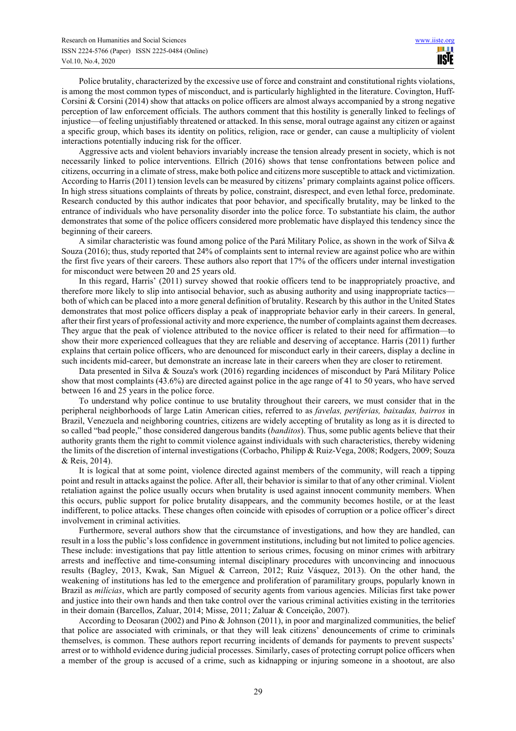Police brutality, characterized by the excessive use of force and constraint and constitutional rights violations, is among the most common types of misconduct, and is particularly highlighted in the literature. Covington, Huff-Corsini & Corsini (2014) show that attacks on police officers are almost always accompanied by a strong negative perception of law enforcement officials. The authors comment that this hostility is generally linked to feelings of injustice—of feeling unjustifiably threatened or attacked. In this sense, moral outrage against any citizen or against a specific group, which bases its identity on politics, religion, race or gender, can cause a multiplicity of violent interactions potentially inducing risk for the officer.

Aggressive acts and violent behaviors invariably increase the tension already present in society, which is not necessarily linked to police interventions. Ellrich (2016) shows that tense confrontations between police and citizens, occurring in a climate of stress, make both police and citizens more susceptible to attack and victimization. According to Harris (2011) tension levels can be measured by citizens' primary complaints against police officers. In high stress situations complaints of threats by police, constraint, disrespect, and even lethal force, predominate. Research conducted by this author indicates that poor behavior, and specifically brutality, may be linked to the entrance of individuals who have personality disorder into the police force. To substantiate his claim, the author demonstrates that some of the police officers considered more problematic have displayed this tendency since the beginning of their careers.

A similar characteristic was found among police of the Pará Military Police, as shown in the work of Silva & Souza (2016); thus, study reported that 24% of complaints sent to internal review are against police who are within the first five years of their careers. These authors also report that 17% of the officers under internal investigation for misconduct were between 20 and 25 years old.

In this regard, Harris' (2011) survey showed that rookie officers tend to be inappropriately proactive, and therefore more likely to slip into antisocial behavior, such as abusing authority and using inappropriate tactics—both of which can be placed into a more general definition of brutality. Research by this author in the United States demonstrates that most police officers display a peak of inappropriate behavior early in their careers. In general, after their first years of professional activity and more experience, the number of complaints against them decreases. They argue that the peak of violence attributed to the novice officer is related to their need for affirmation—to show their more experienced colleagues that they are reliable and deserving of acceptance. Harris (2011) further explains that certain police officers, who are denounced for misconduct early in their careers, display a decline in such incidents mid-career, but demonstrate an increase late in their careers when they are closer to retirement.

Data presented in Silva & Souza's work (2016) regarding incidences of misconduct by Pará Military Police show that most complaints (43.6%) are directed against police in the age range of 41 to 50 years, who have served between 16 and 25 years in the police force.

To understand why police continue to use brutality throughout their careers, we must consider that in the peripheral neighborhoods of large Latin American cities, referred to as *favelas, periferias, baixadas, bairros* in Brazil, Venezuela and neighboring countries, citizens are widely accepting of brutality as long as it is directed to so called "bad people," those considered dangerous bandits (*banditos*). Thus, some public agents believe that their authority grants them the right to commit violence against individuals with such characteristics, thereby widening the limits of the discretion of internal investigations (Corbacho, Philipp & Ruiz-Vega, 2008; Rodgers, 2009; Souza & Reis, 2014).

It is logical that at some point, violence directed against members of the community, will reach a tipping point and result in attacks against the police. After all, their behavior is similar to that of any other criminal. Violent retaliation against the police usually occurs when brutality is used against innocent community members. When this occurs, public support for police brutality disappears, and the community becomes hostile, or at the least indifferent, to police attacks. These changes often coincide with episodes of corruption or a police officer's direct involvement in criminal activities.

Furthermore, several authors show that the circumstance of investigations, and how they are handled, can result in a loss the public's loss confidence in government institutions, including but not limited to police agencies. These include: investigations that pay little attention to serious crimes, focusing on minor crimes with arbitrary arrests and ineffective and time-consuming internal disciplinary procedures with unconvincing and innocuous results (Bagley, 2013, Kwak, San Miguel & Carreon, 2012; Ruiz Vásquez, 2013). On the other hand, the weakening of institutions has led to the emergence and proliferation of paramilitary groups, popularly known in Brazil as *milícias*, which are partly composed of security agents from various agencies. Milícias first take power and justice into their own hands and then take control over the various criminal activities existing in the territories in their domain (Barcellos, Zaluar, 2014; Misse, 2011; Zaluar & Conceição, 2007).

According to Deosaran (2002) and Pino & Johnson (2011), in poor and marginalized communities, the belief that police are associated with criminals, or that they will leak citizens' denouncements of crime to criminals themselves, is common. These authors report recurring incidents of demands for payments to prevent suspects' arrest or to withhold evidence during judicial processes. Similarly, cases of protecting corrupt police officers when a member of the group is accused of a crime, such as kidnapping or injuring someone in a shootout, are also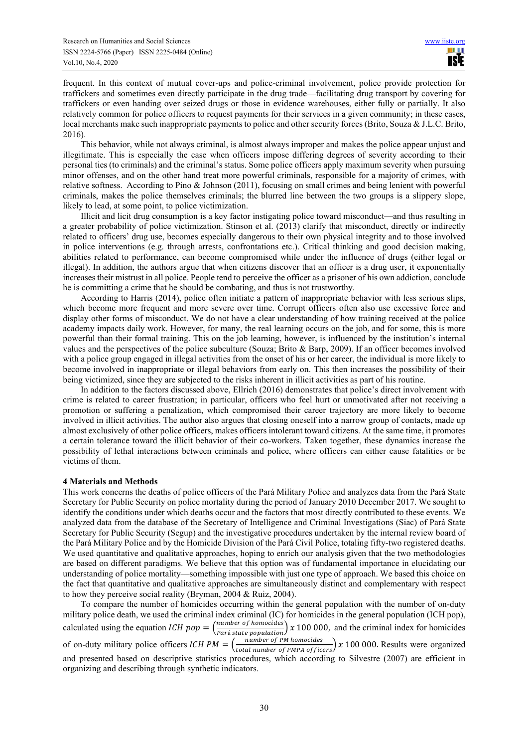frequent. In this context of mutual cover-ups and police-criminal involvement, police provide protection for traffickers and sometimes even directly participate in the drug trade—facilitating drug transport by covering for traffickers or even handing over seized drugs or those in evidence warehouses, either fully or partially. It also relatively common for police officers to request payments for their services in a given community; in these cases, local merchants make such inappropriate payments to police and other security forces (Brito, Souza & J.L.C. Brito, 2016).

This behavior, while not always criminal, is almost always improper and makes the police appear unjust and illegitimate. This is especially the case when officers impose differing degrees of severity according to their personal ties (to criminals) and the criminal's status. Some police officers apply maximum severity when pursuing minor offenses, and on the other hand treat more powerful criminals, responsible for a majority of crimes, with relative softness. According to Pino & Johnson (2011), focusing on small crimes and being lenient with powerful criminals, makes the police themselves criminals; the blurred line between the two groups is a slippery slope, likely to lead, at some point, to police victimization.

Illicit and licit drug consumption is a key factor instigating police toward misconduct—and thus resulting in a greater probability of police victimization. Stinson et al. (2013) clarify that misconduct, directly or indirectly related to officers' drug use, becomes especially dangerous to their own physical integrity and to those involved in police interventions (e.g. through arrests, confrontations etc.). Critical thinking and good decision making, abilities related to performance, can become compromised while under the influence of drugs (either legal or illegal). In addition, the authors argue that when citizens discover that an officer is a drug user, it exponentially increases their mistrust in all police. People tend to perceive the officer as a prisoner of his own addiction, conclude he is committing a crime that he should be combating, and thus is not trustworthy.

According to Harris (2014), police often initiate a pattern of inappropriate behavior with less serious slips, which become more frequent and more severe over time. Corrupt officers often also use excessive force and display other forms of misconduct. We do not have a clear understanding of how training received at the police academy impacts daily work. However, for many, the real learning occurs on the job, and for some, this is more powerful than their formal training. This on the job learning, however, is influenced by the institution's internal values and the perspectives of the police subculture (Souza; Brito & Barp, 2009). If an officer becomes involved with a police group engaged in illegal activities from the onset of his or her career, the individual is more likely to become involved in inappropriate or illegal behaviors from early on. This then increases the possibility of their being victimized, since they are subjected to the risks inherent in illicit activities as part of his routine.

In addition to the factors discussed above, Ellrich (2016) demonstrates that police's direct involvement with crime is related to career frustration; in particular, officers who feel hurt or unmotivated after not receiving a promotion or suffering a penalization, which compromised their career trajectory are more likely to become involved in illicit activities. The author also argues that closing oneself into a narrow group of contacts, made up almost exclusively of other police officers, makes officers intolerant toward citizens. At the same time, it promotes a certain tolerance toward the illicit behavior of their co-workers. Taken together, these dynamics increase the possibility of lethal interactions between criminals and police, where officers can either cause fatalities or be victims of them.

**4 Materials and Methods**

This work concerns the deaths of police officers of the Pará Military Police and analyzes data from the Pará State Secretary for Public Security on police mortality during the period of January 2010 December 2017. We sought to identify the conditions under which deaths occur and the factors that most directly contributed to these events. We analyzed data from the database of the Secretary of Intelligence and Criminal Investigations (Siac) of Pará State Secretary for Public Security (Segup) and the investigative procedures undertaken by the internal review board of the Pará Military Police and by the Homicide Division of the Pará Civil Police, totaling fifty-two registered deaths. We used quantitative and qualitative approaches, hoping to enrich our analysis given that the two methodologies are based on different paradigms. We believe that this option was of fundamental importance in elucidating our understanding of police mortality—something impossible with just one type of approach. We based this choice on the fact that quantitative and qualitative approaches are simultaneously distinct and complementary with respect to how they perceive social reality (Bryman, 2004 & Ruiz, 2004).

To compare the number of homicides occurring within the general population with the number of on-duty military police death, we used the criminal index criminal (IC) for homicides in the general population (ICH pop), calculated using the equation $ICH\ pop = \left(\frac{number\ of\ homocides}{Pará\ state\ population}\right) x\ 100\ 000$, and the criminal index for homicides of on-duty military police officers $ICH\ PM = \left(\frac{number\ of\ PM\ homocides}{total\ number\ of\ PMPA\ officers}\right) x\ 100\ 000$. Results were organized and presented based on descriptive statistics procedures, which according to Silvestre (2007) are efficient in organizing and describing through synthetic indicators.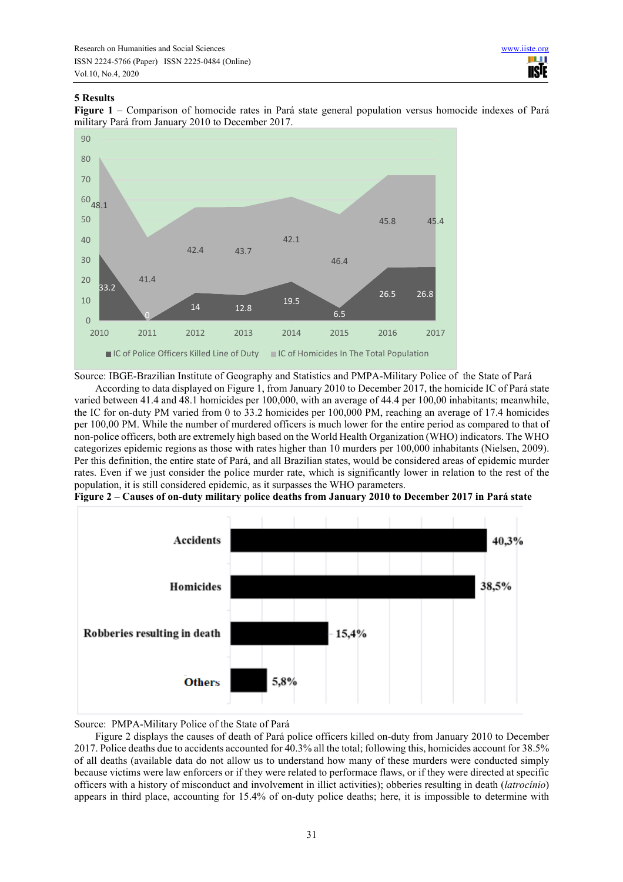## 5 Results

**Figure 1** – Comparison of homocide rates in Pará state general population versus homocide indexes of Pará military Pará from January 2010 to December 2017.

Source: IBGE-Brazilian Institute of Geography and Statistics and PMPA-Military Police of the State of Pará

According to data displayed on Figure 1, from January 2010 to December 2017, the homicide IC of Pará state varied between 41.4 and 48.1 homicides per 100,000, with an average of 44.4 per 100,00 inhabitants; meanwhile, the IC for on-duty PM varied from 0 to 33.2 homicides per 100,000 PM, reaching an average of 17.4 homicides per 100,00 PM. While the number of murdered officers is much lower for the entire period as compared to that of non-police officers, both are extremely high based on the World Health Organization (WHO) indicators. The WHO categorizes epidemic regions as those with rates higher than 10 murders per 100,000 inhabitants (Nielsen, 2009). Per this definition, the entire state of Pará, and all Brazilian states, would be considered areas of epidemic murder rates. Even if we just consider the police murder rate, which is significantly lower in relation to the rest of the population, it is still considered epidemic, as it surpasses the WHO parameters.

**Figure 2 – Causes of on-duty military police deaths from January 2010 to December 2017 in Pará state**

Source: PMPA-Military Police of the State of Pará

Figure 2 displays the causes of death of Pará police officers killed on-duty from January 2010 to December 2017. Police deaths due to accidents accounted for 40.3% all the total; following this, homicides account for 38.5% of all deaths (available data do not allow us to understand how many of these murders were conducted simply because victims were law enforcers or if they were related to performace flaws, or if they were directed at specific officers with a history of misconduct and involvement in illict activities); obberies resulting in death (*latrocínio*) appears in third place, accounting for 15.4% of on-duty police deaths; here, it is impossible to determine with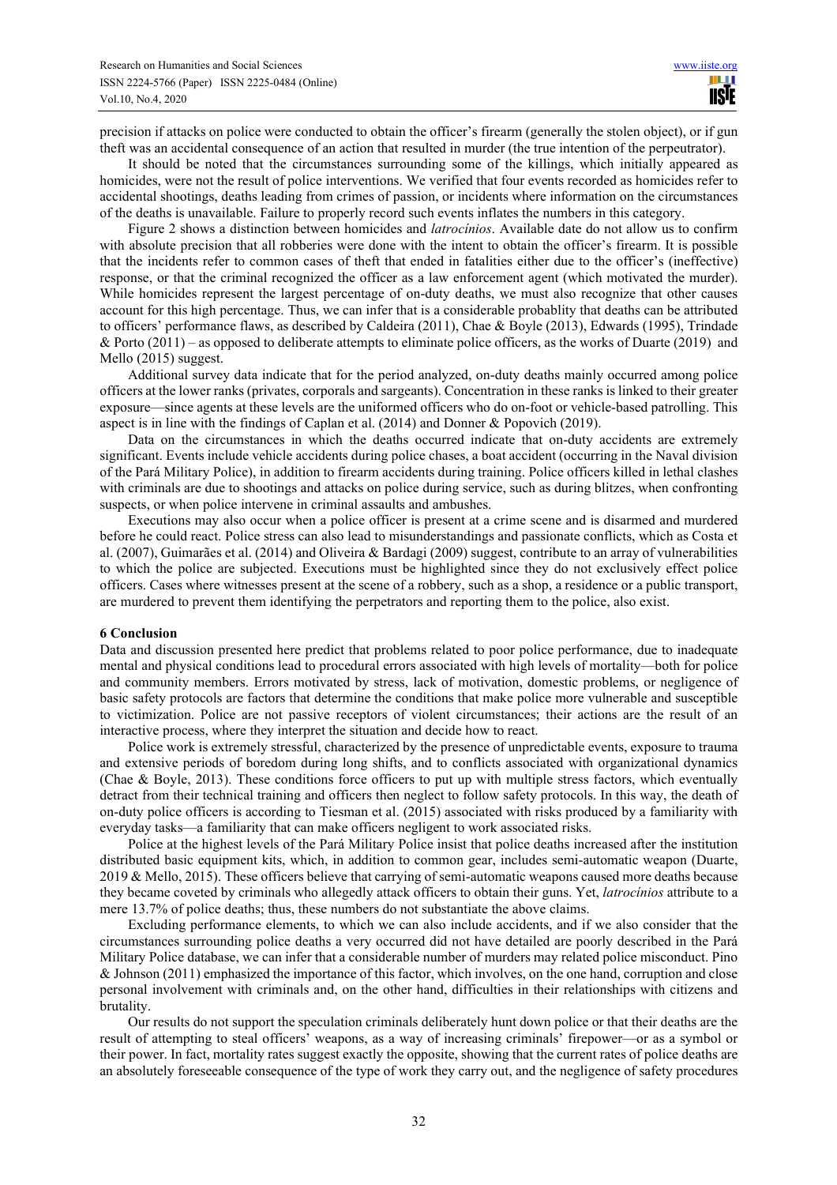precision if attacks on police were conducted to obtain the officer's firearm (generally the stolen object), or if gun theft was an accidental consequence of an action that resulted in murder (the true intention of the perpetrator).

It should be noted that the circumstances surrounding some of the killings, which initially appeared as homicides, were not the result of police interventions. We verified that four events recorded as homicides refer to accidental shootings, deaths leading from crimes of passion, or incidents where information on the circumstances of the deaths is unavailable. Failure to properly record such events inflates the numbers in this category.

Figure 2 shows a distinction between homicides and *latrocínios*. Available date do not allow us to confirm with absolute precision that all robberies were done with the intent to obtain the officer's firearm. It is possible that the incidents refer to common cases of theft that ended in fatalities either due to the officer's (ineffective) response, or that the criminal recognized the officer as a law enforcement agent (which motivated the murder). While homicides represent the largest percentage of on-duty deaths, we must also recognize that other causes account for this high percentage. Thus, we can infer that is a considerable probablity that deaths can be attributed to officers' performance flaws, as described by Caldeira (2011), Chae & Boyle (2013), Edwards (1995), Trindade & Porto (2011) – as opposed to deliberate attempts to eliminate police officers, as the works of Duarte (2019) and Mello (2015) suggest.

Additional survey data indicate that for the period analyzed, on-duty deaths mainly occurred among police officers at the lower ranks (privates, corporals and sargeants). Concentration in these ranks is linked to their greater exposure—since agents at these levels are the uniformed officers who do on-foot or vehicle-based patrolling. This aspect is in line with the findings of Caplan et al. (2014) and Donner & Popovich (2019).

Data on the circumstances in which the deaths occurred indicate that on-duty accidents are extremely significant. Events include vehicle accidents during police chases, a boat accident (occurring in the Naval division of the Pará Military Police), in addition to firearm accidents during training. Police officers killed in lethal clashes with criminals are due to shootings and attacks on police during service, such as during blitzes, when confronting suspects, or when police intervene in criminal assaults and ambushes.

Executions may also occur when a police officer is present at a crime scene and is disarmed and murdered before he could react. Police stress can also lead to misunderstandings and passionate conflicts, which as Costa et al. (2007), Guimarães et al. (2014) and Oliveira & Bardagi (2009) suggest, contribute to an array of vulnerabilities to which the police are subjected. Executions must be highlighted since they do not exclusively effect police officers. Cases where witnesses present at the scene of a robbery, such as a shop, a residence or a public transport, are murdered to prevent them identifying the perpetrators and reporting them to the police, also exist.

## 6 Conclusion

Data and discussion presented here predict that problems related to poor police performance, due to inadequate mental and physical conditions lead to procedural errors associated with high levels of mortality—both for police and community members. Errors motivated by stress, lack of motivation, domestic problems, or negligence of basic safety protocols are factors that determine the conditions that make police more vulnerable and susceptible to victimization. Police are not passive receptors of violent circumstances; their actions are the result of an interactive process, where they interpret the situation and decide how to react.

Police work is extremely stressful, characterized by the presence of unpredictable events, exposure to trauma and extensive periods of boredom during long shifts, and to conflicts associated with organizational dynamics (Chae & Boyle, 2013). These conditions force officers to put up with multiple stress factors, which eventually detract from their technical training and officers then neglect to follow safety protocols. In this way, the death of on-duty police officers is according to Tiesman et al. (2015) associated with risks produced by a familiarity with everyday tasks—a familiarity that can make officers negligent to work associated risks.

Police at the highest levels of the Pará Military Police insist that police deaths increased after the institution distributed basic equipment kits, which, in addition to common gear, includes semi-automatic weapon (Duarte, 2019 & Mello, 2015). These officers believe that carrying of semi-automatic weapons caused more deaths because they became coveted by criminals who allegedly attack officers to obtain their guns. Yet, *latrocínios* attribute to a mere 13.7% of police deaths; thus, these numbers do not substantiate the above claims.

Excluding performance elements, to which we can also include accidents, and if we also consider that the circumstances surrounding police deaths a very occurred did not have detailed are poorly described in the Pará Military Police database, we can infer that a considerable number of murders may related police misconduct. Pino & Johnson (2011) emphasized the importance of this factor, which involves, on the one hand, corruption and close personal involvement with criminals and, on the other hand, difficulties in their relationships with citizens and brutality.

Our results do not support the speculation criminals deliberately hunt down police or that their deaths are the result of attempting to steal officers' weapons, as a way of increasing criminals' firepower—or as a symbol or their power. In fact, mortality rates suggest exactly the opposite, showing that the current rates of police deaths are an absolutely foreseeable consequence of the type of work they carry out, and the negligence of safety procedures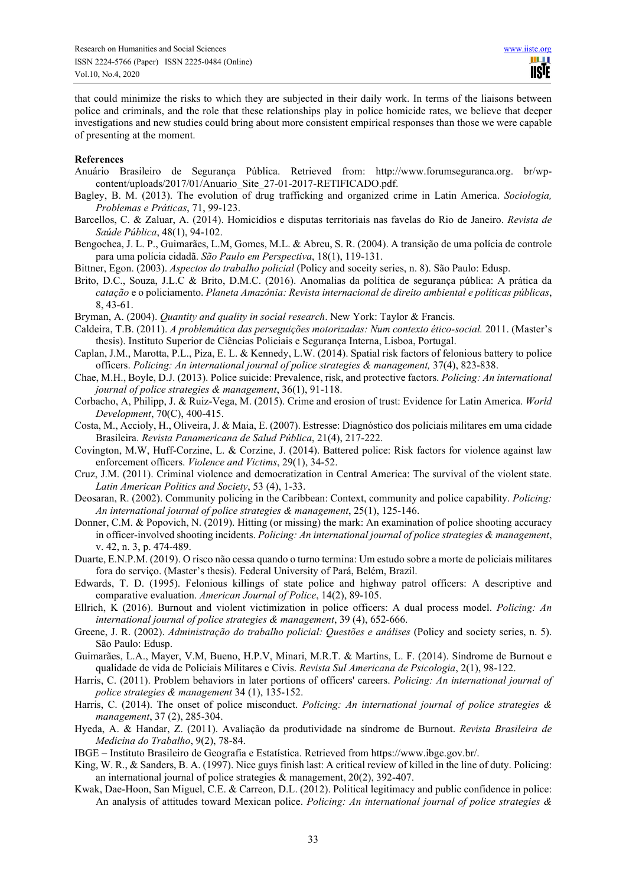that could minimize the risks to which they are subjected in their daily work. In terms of the liaisons between police and criminals, and the role that these relationships play in police homicide rates, we believe that deeper investigations and new studies could bring about more consistent empirical responses than those we were capable of presenting at the moment.

**References**

Anuário Brasileiro de Segurança Pública. Retrieved from: http://www.forumseguranca.org. br/wp-content/uploads/2017/01/Anuario_Site_27-01-2017-RETIFICADO.pdf.

Bagley, B. M. (2013). The evolution of drug trafficking and organized crime in Latin America. *Sociologia, Problemas e Práticas*, 71, 99-123.

Barcellos, C. & Zaluar, A. (2014). Homicídios e disputas territoriais nas favelas do Rio de Janeiro. *Revista de Saúde Pública*, 48(1), 94-102.

Bengochea, J. L. P., Guimarães, L.M, Gomes, M.L. & Abreu, S. R. (2004). A transição de uma polícia de controle para uma polícia cidadã. *São Paulo em Perspectiva*, 18(1), 119-131.

Bittner, Egon. (2003). *Aspectos do trabalho policial* (Policy and soceity series, n. 8). São Paulo: Edusp.

Brito, D.C., Souza, J.L.C & Brito, D.M.C. (2016). Anomalias da política de segurança pública: A prática da *catação* e o policiamento. *Planeta Amazônia: Revista internacional de direito ambiental e políticas públicas*, 8, 43-61.

Bryman, A. (2004). *Quantity and quality in social research*. New York: Taylor & Francis.

Caldeira, T.B. (2011). *A problemática das perseguições motorizadas: Num contexto ético-social.* 2011. (Master's thesis). Instituto Superior de Ciências Policiais e Segurança Interna, Lisboa, Portugal.

Caplan, J.M., Marotta, P.L., Piza, E. L. & Kennedy, L.W. (2014). Spatial risk factors of felonious battery to police officers. *Policing: An international journal of police strategies & management,* 37(4), 823-838.

Chae, M.H., Boyle, D.J. (2013). Police suicide: Prevalence, risk, and protective factors. *Policing: An international journal of police strategies & management*, 36(1), 91-118.

Corbacho, A, Philipp, J. & Ruiz-Vega, M. (2015). Crime and erosion of trust: Evidence for Latin America. *World Development*, 70(C), 400-415.

Costa, M., Accioly, H., Oliveira, J. & Maia, E. (2007). Estresse: Diagnóstico dos policiais militares em uma cidade Brasileira. *Revista Panamericana de Salud Pública*, 21(4), 217-222.

Covington, M.W, Huff-Corzine, L. & Corzine, J. (2014). Battered police: Risk factors for violence against law enforcement officers. *Violence and Victims*, 29(1), 34-52.

Cruz, J.M. (2011). Criminal violence and democratization in Central America: The survival of the violent state. *Latin American Politics and Society*, 53 (4), 1-33.

Deosaran, R. (2002). Community policing in the Caribbean: Context, community and police capability. *Policing: An international journal of police strategies & management*, 25(1), 125-146.

Donner, C.M. & Popovich, N. (2019). Hitting (or missing) the mark: An examination of police shooting accuracy in officer-involved shooting incidents. *Policing: An international journal of police strategies & management*, v. 42, n. 3, p. 474-489.

Duarte, E.N.P.M. (2019). O risco não cessa quando o turno termina: Um estudo sobre a morte de policiais militares fora do serviço. (Master's thesis). Federal University of Pará, Belém, Brazil.

Edwards, T. D. (1995). Felonious killings of state police and highway patrol officers: A descriptive and comparative evaluation. *American Journal of Police*, 14(2), 89-105.

Ellrich, K (2016). Burnout and violent victimization in police officers: A dual process model. *Policing: An international journal of police strategies & management*, 39 (4), 652-666.

Greene, J. R. (2002). *Administração do trabalho policial: Questões e análises* (Policy and society series, n. 5). São Paulo: Edusp.

Guimarães, L.A., Mayer, V.M, Bueno, H.P.V, Minari, M.R.T. & Martins, L. F. (2014). Síndrome de Burnout e qualidade de vida de Policiais Militares e Civis. *Revista Sul Americana de Psicologia*, 2(1), 98-122.

Harris, C. (2011). Problem behaviors in later portions of officers' careers. *Policing: An international journal of police strategies & management* 34 (1), 135-152.

Harris, C. (2014). The onset of police misconduct. *Policing: An international journal of police strategies & management*, 37 (2), 285-304.

Hyeda, A. & Handar, Z. (2011). Avaliação da produtividade na síndrome de Burnout. *Revista Brasileira de Medicina do Trabalho*, 9(2), 78-84.

IBGE – Instituto Brasileiro de Geografia e Estatística. Retrieved from https://www.ibge.gov.br/.

King, W. R., & Sanders, B. A. (1997). Nice guys finish last: A critical review of killed in the line of duty. Policing: an international journal of police strategies & management, 20(2), 392-407.

Kwak, Dae-Hoon, San Miguel, C.E. & Carreon, D.L. (2012). Political legitimacy and public confidence in police: An analysis of attitudes toward Mexican police. *Policing: An international journal of police strategies &*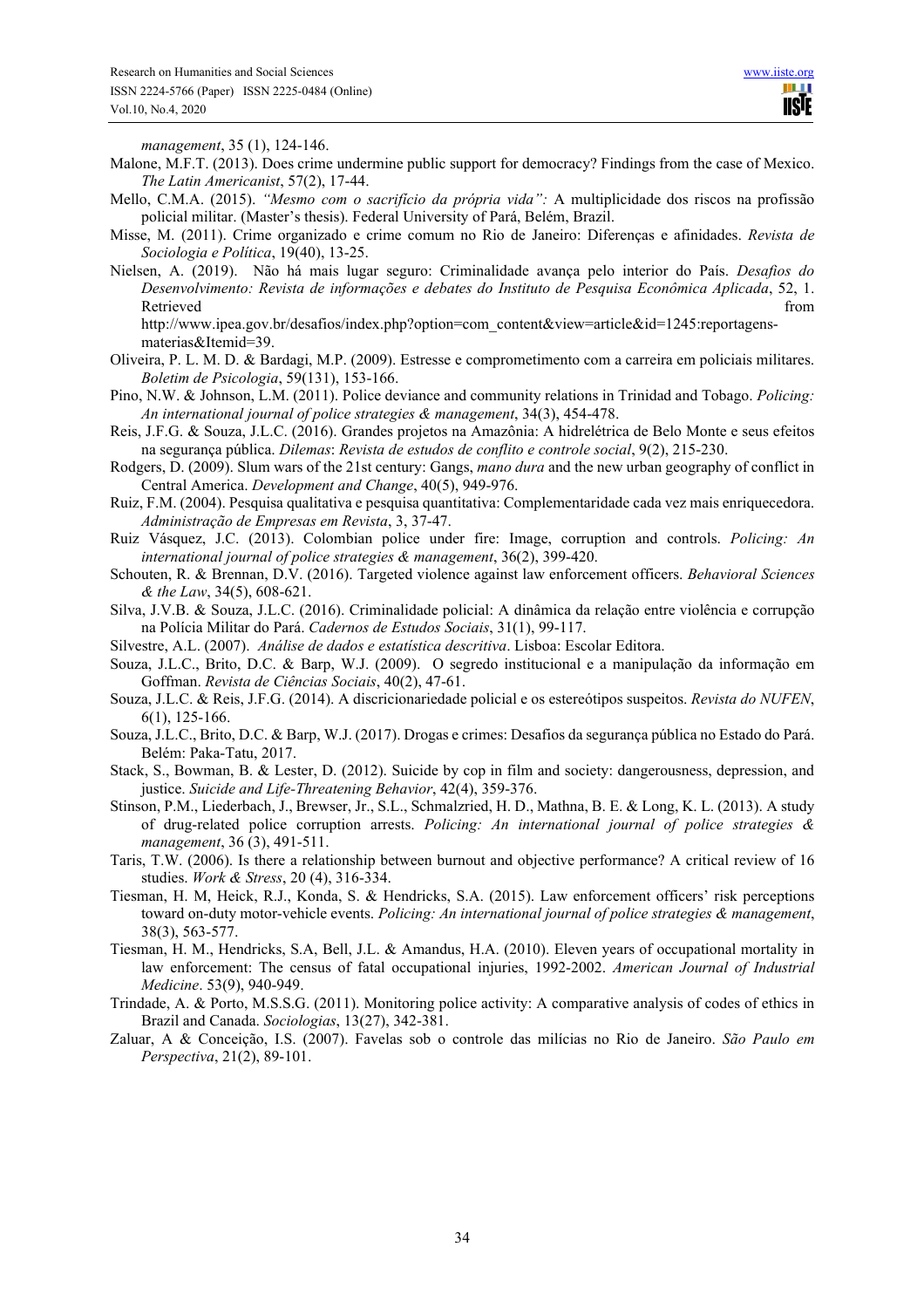*management*, 35 (1), 124-146.

Malone, M.F.T. (2013). Does crime undermine public support for democracy? Findings from the case of Mexico. *The Latin Americanist*, 57(2), 17-44.

Mello, C.M.A. (2015). *"Mesmo com o sacrifício da própria vida":* A multiplicidade dos riscos na profissão policial militar. (Master's thesis). Federal University of Pará, Belém, Brazil.

Misse, M. (2011). Crime organizado e crime comum no Rio de Janeiro: Diferenças e afinidades. *Revista de Sociologia e Política*, 19(40), 13-25.

Nielsen, A. (2019). Não há mais lugar seguro: Criminalidade avança pelo interior do País. *Desafios do Desenvolvimento: Revista de informações e debates do Instituto de Pesquisa Econômica Aplicada*, 52, 1. Retrieved from http://www.ipea.gov.br/desafios/index.php?option=com_content&view=article&id=1245:reportagens-materias&Itemid=39.

Oliveira, P. L. M. D. & Bardagi, M.P. (2009). Estresse e comprometimento com a carreira em policiais militares. *Boletim de Psicologia*, 59(131), 153-166.

Pino, N.W. & Johnson, L.M. (2011). Police deviance and community relations in Trinidad and Tobago. *Policing: An international journal of police strategies & management*, 34(3), 454-478.

Reis, J.F.G. & Souza, J.L.C. (2016). Grandes projetos na Amazônia: A hidrelétrica de Belo Monte e seus efeitos na segurança pública. *Dilemas*: *Revista de estudos de conflito e controle social*, 9(2), 215-230.

Rodgers, D. (2009). Slum wars of the 21st century: Gangs, *mano dura* and the new urban geography of conflict in Central America. *Development and Change*, 40(5), 949-976.

Ruiz, F.M. (2004). Pesquisa qualitativa e pesquisa quantitativa: Complementaridade cada vez mais enriquecedora. *Administração de Empresas em Revista*, 3, 37-47.

Ruiz Vásquez, J.C. (2013). Colombian police under fire: Image, corruption and controls. *Policing: An international journal of police strategies & management*, 36(2), 399-420.

Schouten, R. & Brennan, D.V. (2016). Targeted violence against law enforcement officers. *Behavioral Sciences & the Law*, 34(5), 608-621.

Silva, J.V.B. & Souza, J.L.C. (2016). Criminalidade policial: A dinâmica da relação entre violência e corrupção na Polícia Militar do Pará. *Cadernos de Estudos Sociais*, 31(1), 99-117.

Silvestre, A.L. (2007). *Análise de dados e estatística descritiva*. Lisboa: Escolar Editora.

Souza, J.L.C., Brito, D.C. & Barp, W.J. (2009). O segredo institucional e a manipulação da informação em Goffman. *Revista de Ciências Sociais*, 40(2), 47-61.

Souza, J.L.C. & Reis, J.F.G. (2014). A discricionariedade policial e os estereótipos suspeitos. *Revista do NUFEN*, 6(1), 125-166.

Souza, J.L.C., Brito, D.C. & Barp, W.J. (2017). Drogas e crimes: Desafios da segurança pública no Estado do Pará. Belém: Paka-Tatu, 2017.

Stack, S., Bowman, B. & Lester, D. (2012). Suicide by cop in film and society: dangerousness, depression, and justice. *Suicide and Life-Threatening Behavior*, 42(4), 359-376.

Stinson, P.M., Liederbach, J., Brewser, Jr., S.L., Schmalzried, H. D., Mathna, B. E. & Long, K. L. (2013). A study of drug-related police corruption arrests. *Policing: An international journal of police strategies & management*, 36 (3), 491-511.

Taris, T.W. (2006). Is there a relationship between burnout and objective performance? A critical review of 16 studies. *Work & Stress*, 20 (4), 316-334.

Tiesman, H. M, Heick, R.J., Konda, S. & Hendricks, S.A. (2015). Law enforcement officers' risk perceptions toward on-duty motor-vehicle events. *Policing: An international journal of police strategies & management*, 38(3), 563-577.

Tiesman, H. M., Hendricks, S.A, Bell, J.L. & Amandus, H.A. (2010). Eleven years of occupational mortality in law enforcement: The census of fatal occupational injuries, 1992-2002. *American Journal of Industrial Medicine*. 53(9), 940-949.

Trindade, A. & Porto, M.S.S.G. (2011). Monitoring police activity: A comparative analysis of codes of ethics in Brazil and Canada. *Sociologias*, 13(27), 342-381.

Zaluar, A & Conceição, I.S. (2007). Favelas sob o controle das milícias no Rio de Janeiro. *São Paulo em Perspectiva*, 21(2), 89-101.